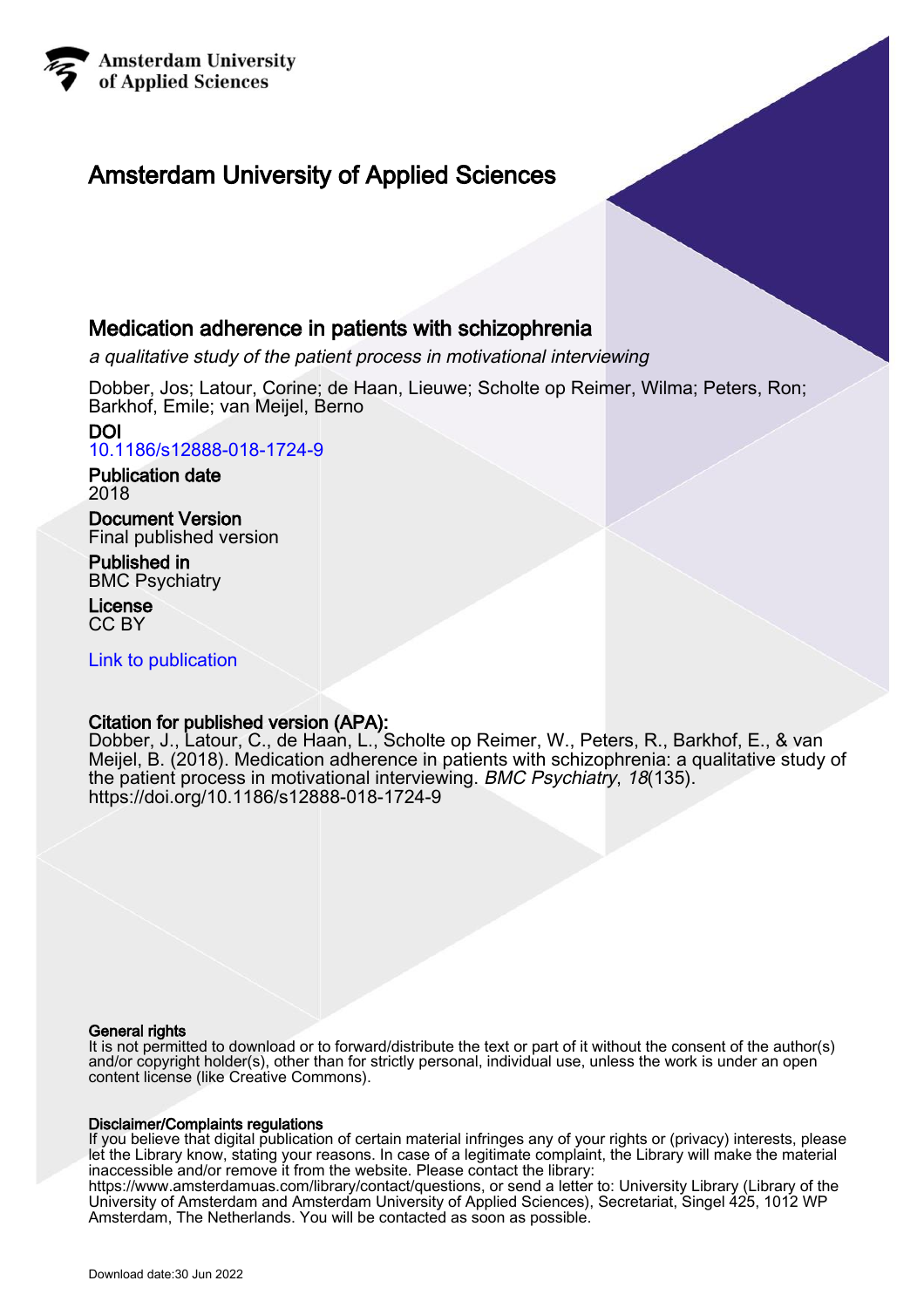Amsterdam University
of Applied Sciences

# Amsterdam University of Applied Sciences

## Medication adherence in patients with schizophrenia

*a qualitative study of the patient process in motivational interviewing*

Dobber, Jos; Latour, Corine; de Haan, Lieuwe; Scholte op Reimer, Wilma; Peters, Ron; Barkhof, Emile; van Meijel, Berno

**DOI**
10.1186/s12888-018-1724-9

**Publication date**
2018

**Document Version**
Final published version

**Published in**
BMC Psychiatry

**License**
CC BY

Link to publication

**Citation for published version (APA):**
Dobber, J., Latour, C., de Haan, L., Scholte op Reimer, W., Peters, R., Barkhof, E., & van Meijel, B. (2018). Medication adherence in patients with schizophrenia: a qualitative study of the patient process in motivational interviewing. *BMC Psychiatry*, *18*(135). https://doi.org/10.1186/s12888-018-1724-9

**General rights**
It is not permitted to download or to forward/distribute the text or part of it without the consent of the author(s) and/or copyright holder(s), other than for strictly personal, individual use, unless the work is under an open content license (like Creative Commons).

**Disclaimer/Complaints regulations**
If you believe that digital publication of certain material infringes any of your rights or (privacy) interests, please let the Library know, stating your reasons. In case of a legitimate complaint, the Library will make the material inaccessible and/or remove it from the website. Please contact the library:
https://www.amsterdamuas.com/library/contact/questions, or send a letter to: University Library (Library of the University of Amsterdam and Amsterdam University of Applied Sciences), Secretariat, Singel 425, 1012 WP Amsterdam, The Netherlands. You will be contacted as soon as possible.

Download date:30 Jun 2022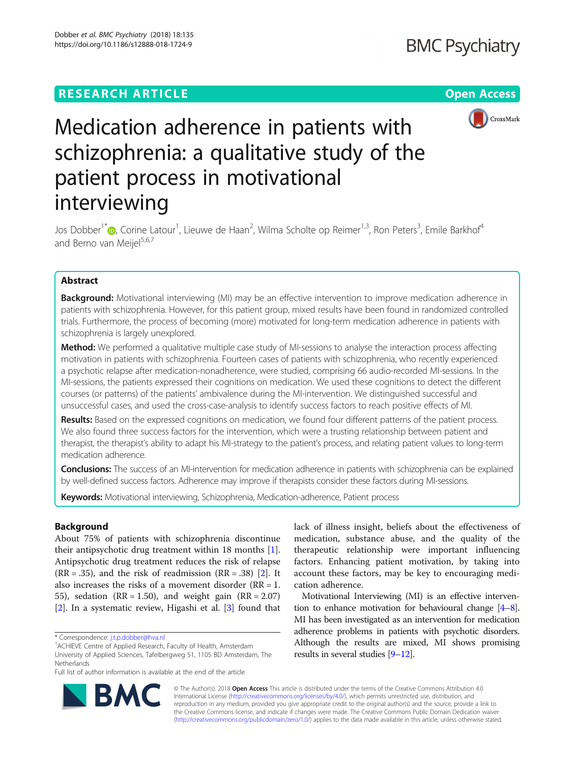# Medication adherence in patients with schizophrenia: a qualitative study of the patient process in motivational interviewing

Jos Dobber[1*], Corine Latour[1], Lieuwe de Haan[2], Wilma Scholte op Reimer[1,3], Ron Peters[3], Emile Barkhof[4] and Berno van Meijel[5,6,7]

## Abstract

**Background:** Motivational interviewing (MI) may be an effective intervention to improve medication adherence in patients with schizophrenia. However, for this patient group, mixed results have been found in randomized controlled trials. Furthermore, the process of becoming (more) motivated for long-term medication adherence in patients with schizophrenia is largely unexplored.

**Method:** We performed a qualitative multiple case study of MI-sessions to analyse the interaction process affecting motivation in patients with schizophrenia. Fourteen cases of patients with schizophrenia, who recently experienced a psychotic relapse after medication-nonadherence, were studied, comprising 66 audio-recorded MI-sessions. In the MI-sessions, the patients expressed their cognitions on medication. We used these cognitions to detect the different courses (or patterns) of the patients' ambivalence during the MI-intervention. We distinguished successful and unsuccessful cases, and used the cross-case-analysis to identify success factors to reach positive effects of MI.

**Results:** Based on the expressed cognitions on medication, we found four different patterns of the patient process. We also found three success factors for the intervention, which were a trusting relationship between patient and therapist, the therapist's ability to adapt his MI-strategy to the patient's process, and relating patient values to long-term medication adherence.

**Conclusions:** The success of an MI-intervention for medication adherence in patients with schizophrenia can be explained by well-defined success factors. Adherence may improve if therapists consider these factors during MI-sessions.

**Keywords:** Motivational interviewing, Schizophrenia, Medication-adherence, Patient process

## Background

About 75% of patients with schizophrenia discontinue their antipsychotic drug treatment within 18 months [1]. Antipsychotic drug treatment reduces the risk of relapse (RR = .35), and the risk of readmission (RR = .38) [2]. It also increases the risks of a movement disorder (RR = 1.55), sedation (RR = 1.50), and weight gain (RR = 2.07) [2]. In a systematic review, Higashi et al. [3] found that lack of illness insight, beliefs about the effectiveness of medication, substance abuse, and the quality of the therapeutic relationship were important influencing factors. Enhancing patient motivation, by taking into account these factors, may be key to encouraging medication adherence.

Motivational Interviewing (MI) is an effective intervention to enhance motivation for behavioural change [4–8]. MI has been investigated as an intervention for medication adherence problems in patients with psychotic disorders. Although the results are mixed, MI shows promising results in several studies [9–12].

\* Correspondence: j.t.p.dobber@hva.nl
[1]ACHIEVE Centre of Applied Research, Faculty of Health, Amsterdam University of Applied Sciences, Tafelbergweg 51, 1105 BD Amsterdam, The Netherlands
Full list of author information is available at the end of the article

© The Author(s). 2018 **Open Access** This article is distributed under the terms of the Creative Commons Attribution 4.0 International License (http://creativecommons.org/licenses/by/4.0/), which permits unrestricted use, distribution, and reproduction in any medium, provided you give appropriate credit to the original author(s) and the source, provide a link to the Creative Commons license, and indicate if changes were made. The Creative Commons Public Domain Dedication waiver (http://creativecommons.org/publicdomain/zero/1.0/) applies to the data made available in this article, unless otherwise stated.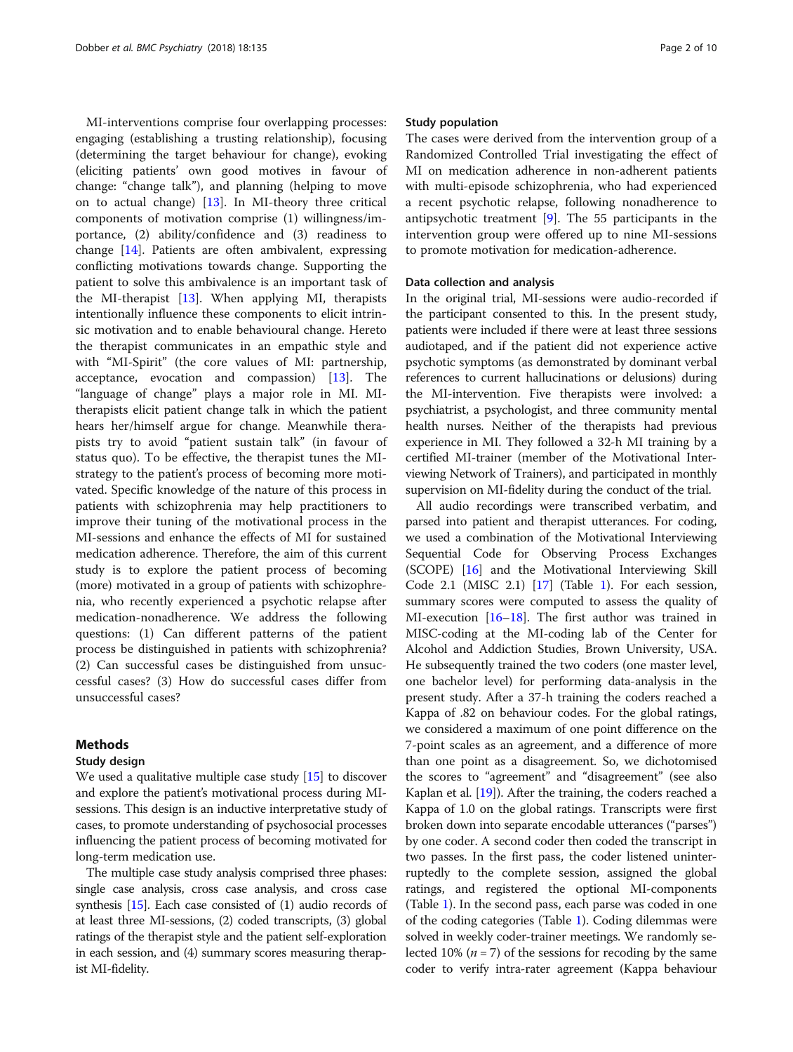MI-interventions comprise four overlapping processes: engaging (establishing a trusting relationship), focusing (determining the target behaviour for change), evoking (eliciting patients' own good motives in favour of change: "change talk"), and planning (helping to move on to actual change) [13]. In MI-theory three critical components of motivation comprise (1) willingness/importance, (2) ability/confidence and (3) readiness to change [14]. Patients are often ambivalent, expressing conflicting motivations towards change. Supporting the patient to solve this ambivalence is an important task of the MI-therapist [13]. When applying MI, therapists intentionally influence these components to elicit intrinsic motivation and to enable behavioural change. Hereto the therapist communicates in an empathic style and with "MI-Spirit" (the core values of MI: partnership, acceptance, evocation and compassion) [13]. The "language of change" plays a major role in MI. MI-therapists elicit patient change talk in which the patient hears her/himself argue for change. Meanwhile therapists try to avoid "patient sustain talk" (in favour of status quo). To be effective, the therapist tunes the MI-strategy to the patient's process of becoming more motivated. Specific knowledge of the nature of this process in patients with schizophrenia may help practitioners to improve their tuning of the motivational process in the MI-sessions and enhance the effects of MI for sustained medication adherence. Therefore, the aim of this current study is to explore the patient process of becoming (more) motivated in a group of patients with schizophrenia, who recently experienced a psychotic relapse after medication-nonadherence. We address the following questions: (1) Can different patterns of the patient process be distinguished in patients with schizophrenia? (2) Can successful cases be distinguished from unsuccessful cases? (3) How do successful cases differ from unsuccessful cases?

## Methods

### Study design

We used a qualitative multiple case study [15] to discover and explore the patient's motivational process during MI-sessions. This design is an inductive interpretative study of cases, to promote understanding of psychosocial processes influencing the patient process of becoming motivated for long-term medication use.

The multiple case study analysis comprised three phases: single case analysis, cross case analysis, and cross case synthesis [15]. Each case consisted of (1) audio records of at least three MI-sessions, (2) coded transcripts, (3) global ratings of the therapist style and the patient self-exploration in each session, and (4) summary scores measuring therapist MI-fidelity.

### Study population

The cases were derived from the intervention group of a Randomized Controlled Trial investigating the effect of MI on medication adherence in non-adherent patients with multi-episode schizophrenia, who had experienced a recent psychotic relapse, following nonadherence to antipsychotic treatment [9]. The 55 participants in the intervention group were offered up to nine MI-sessions to promote motivation for medication-adherence.

### Data collection and analysis

In the original trial, MI-sessions were audio-recorded if the participant consented to this. In the present study, patients were included if there were at least three sessions audiotaped, and if the patient did not experience active psychotic symptoms (as demonstrated by dominant verbal references to current hallucinations or delusions) during the MI-intervention. Five therapists were involved: a psychiatrist, a psychologist, and three community mental health nurses. Neither of the therapists had previous experience in MI. They followed a 32-h MI training by a certified MI-trainer (member of the Motivational Interviewing Network of Trainers), and participated in monthly supervision on MI-fidelity during the conduct of the trial.

All audio recordings were transcribed verbatim, and parsed into patient and therapist utterances. For coding, we used a combination of the Motivational Interviewing Sequential Code for Observing Process Exchanges (SCOPE) [16] and the Motivational Interviewing Skill Code 2.1 (MISC 2.1) [17] (Table 1). For each session, summary scores were computed to assess the quality of MI-execution [16–18]. The first author was trained in MISC-coding at the MI-coding lab of the Center for Alcohol and Addiction Studies, Brown University, USA. He subsequently trained the two coders (one master level, one bachelor level) for performing data-analysis in the present study. After a 37-h training the coders reached a Kappa of .82 on behaviour codes. For the global ratings, we considered a maximum of one point difference on the 7-point scales as an agreement, and a difference of more than one point as a disagreement. So, we dichotomised the scores to "agreement" and "disagreement" (see also Kaplan et al. [19]). After the training, the coders reached a Kappa of 1.0 on the global ratings. Transcripts were first broken down into separate encodable utterances ("parses") by one coder. A second coder then coded the transcript in two passes. In the first pass, the coder listened uninterruptedly to the complete session, assigned the global ratings, and registered the optional MI-components (Table 1). In the second pass, each parse was coded in one of the coding categories (Table 1). Coding dilemmas were solved in weekly coder-trainer meetings. We randomly selected 10% ($n = 7$) of the sessions for recoding by the same coder to verify intra-rater agreement (Kappa behaviour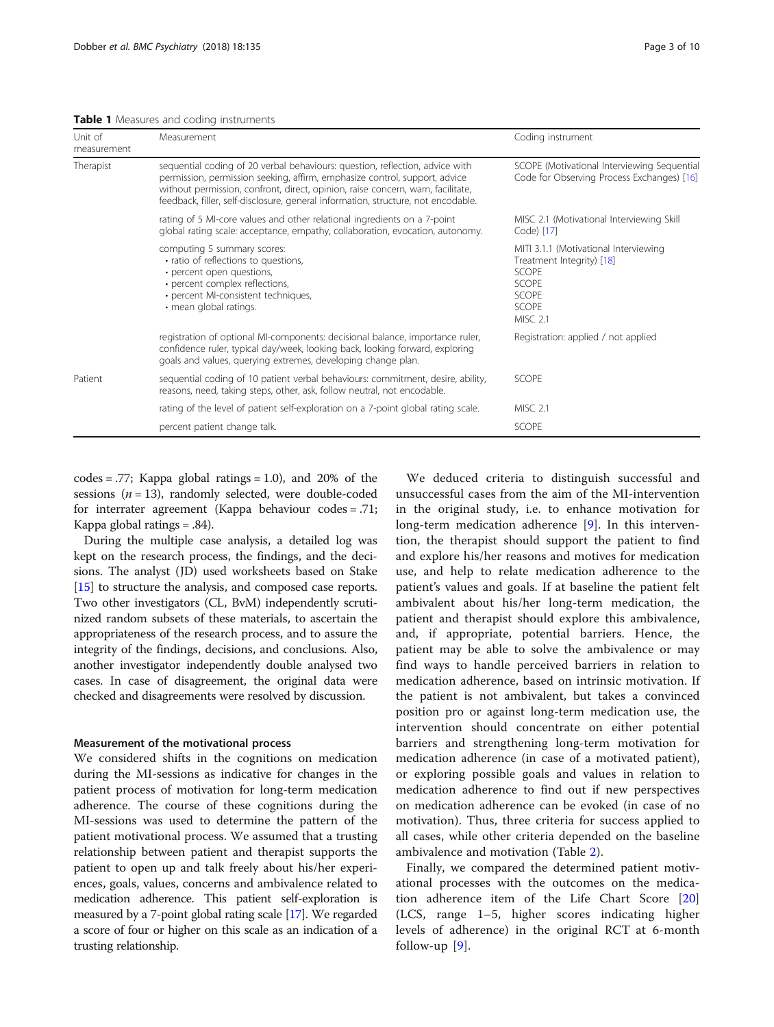**Table 1** Measures and coding instruments

| Unit of measurement | Measurement | Coding instrument |
| --- | --- | --- |
| Therapist | sequential coding of 20 verbal behaviours: question, reflection, advice with permission, permission seeking, affirm, emphasize control, support, advice without permission, confront, direct, opinion, raise concern, warn, facilitate, feedback, filler, self-disclosure, general information, structure, not encodable. | SCOPE (Motivational Interviewing Sequential Code for Observing Process Exchanges) [16] |
| | rating of 5 MI-core values and other relational ingredients on a 7-point global rating scale: acceptance, empathy, collaboration, evocation, autonomy. | MISC 2.1 (Motivational Interviewing Skill Code) [17] |
| | computing 5 summary scores:<br>• ratio of reflections to questions,<br>• percent open questions,<br>• percent complex reflections,<br>• percent MI-consistent techniques,<br>• mean global ratings. | MITI 3.1.1 (Motivational Interviewing Treatment Integrity) [18]<br>SCOPE<br>SCOPE<br>SCOPE<br>SCOPE<br>MISC 2.1 |
| | registration of optional MI-components: decisional balance, importance ruler, confidence ruler, typical day/week, looking back, looking forward, exploring goals and values, querying extremes, developing change plan. | Registration: applied / not applied |
| Patient | sequential coding of 10 patient verbal behaviours: commitment, desire, ability, reasons, need, taking steps, other, ask, follow neutral, not encodable. | SCOPE |
| | rating of the level of patient self-exploration on a 7-point global rating scale. | MISC 2.1 |
| | percent patient change talk. | SCOPE |

codes = .77; Kappa global ratings = 1.0), and 20% of the sessions ($n = 13$), randomly selected, were double-coded for interrater agreement (Kappa behaviour codes = .71; Kappa global ratings = .84).

During the multiple case analysis, a detailed log was kept on the research process, the findings, and the decisions. The analyst (JD) used worksheets based on Stake [15] to structure the analysis, and composed case reports. Two other investigators (CL, BvM) independently scrutinized random subsets of these materials, to ascertain the appropriateness of the research process, and to assure the integrity of the findings, decisions, and conclusions. Also, another investigator independently double analysed two cases. In case of disagreement, the original data were checked and disagreements were resolved by discussion.

#### Measurement of the motivational process

We considered shifts in the cognitions on medication during the MI-sessions as indicative for changes in the patient process of motivation for long-term medication adherence. The course of these cognitions during the MI-sessions was used to determine the pattern of the patient motivational process. We assumed that a trusting relationship between patient and therapist supports the patient to open up and talk freely about his/her experiences, goals, values, concerns and ambivalence related to medication adherence. This patient self-exploration is measured by a 7-point global rating scale [17]. We regarded a score of four or higher on this scale as an indication of a trusting relationship.

We deduced criteria to distinguish successful and unsuccessful cases from the aim of the MI-intervention in the original study, i.e. to enhance motivation for long-term medication adherence [9]. In this intervention, the therapist should support the patient to find and explore his/her reasons and motives for medication use, and help to relate medication adherence to the patient's values and goals. If at baseline the patient felt ambivalent about his/her long-term medication, the patient and therapist should explore this ambivalence, and, if appropriate, potential barriers. Hence, the patient may be able to solve the ambivalence or may find ways to handle perceived barriers in relation to medication adherence, based on intrinsic motivation. If the patient is not ambivalent, but takes a convinced position pro or against long-term medication use, the intervention should concentrate on either potential barriers and strengthening long-term motivation for medication adherence (in case of a motivated patient), or exploring possible goals and values in relation to medication adherence to find out if new perspectives on medication adherence can be evoked (in case of no motivation). Thus, three criteria for success applied to all cases, while other criteria depended on the baseline ambivalence and motivation (Table 2).

Finally, we compared the determined patient motivational processes with the outcomes on the medication adherence item of the Life Chart Score [20] (LCS, range 1–5, higher scores indicating higher levels of adherence) in the original RCT at 6-month follow-up [9].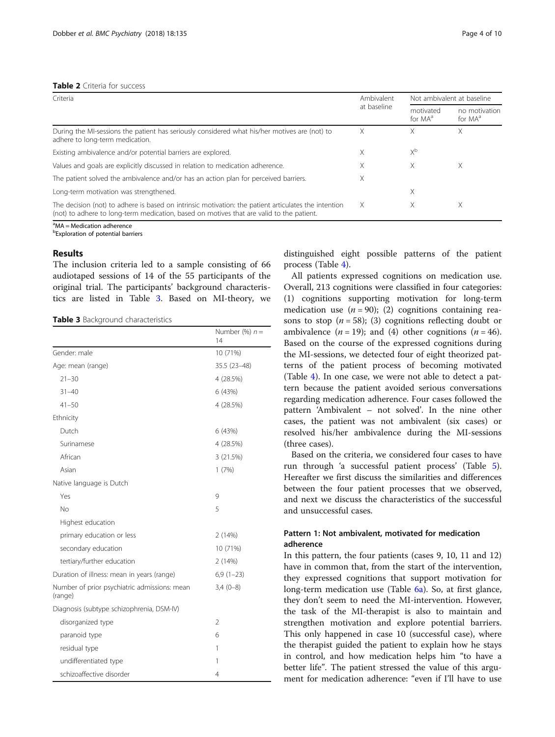**Table 2** Criteria for success

| Criteria | Ambivalent at baseline | Not ambivalent at baseline | |
|---|---|---|---|
| | | motivated for MA[a] | no motivation for MA[a] |
| During the MI-sessions the patient has seriously considered what his/her motives are (not) to adhere to long-term medication. | X | X | X |
| Existing ambivalence and/or potential barriers are explored. | X | X[b] | |
| Values and goals are explicitly discussed in relation to medication adherence. | X | X | X |
| The patient solved the ambivalence and/or has an action plan for perceived barriers. | X | | |
| Long-term motivation was strengthened. | | X | |
| The decision (not) to adhere is based on intrinsic motivation: the patient articulates the intention (not) to adhere to long-term medication, based on motives that are valid to the patient. | X | X | X |

[a]MA = Medication adherence
[b]Exploration of potential barriers

## Results

The inclusion criteria led to a sample consisting of 66 audiotaped sessions of 14 of the 55 participants of the original trial. The participants' background characteristics are listed in Table 3. Based on MI-theory, we distinguished eight possible patterns of the patient process (Table 4).

**Table 3** Background characteristics

| | Number (%) $n = 14$ |
|---|---|
| Gender: male | 10 (71%) |
| Age: mean (range) | 35.5 (23–48) |
| 21–30 | 4 (28.5%) |
| 31–40 | 6 (43%) |
| 41–50 | 4 (28.5%) |
| Ethnicity | |
| Dutch | 6 (43%) |
| Surinamese | 4 (28.5%) |
| African | 3 (21.5%) |
| Asian | 1 (7%) |
| Native language is Dutch | |
| Yes | 9 |
| No | 5 |
| Highest education | |
| primary education or less | 2 (14%) |
| secondary education | 10 (71%) |
| tertiary/further education | 2 (14%) |
| Duration of illness: mean in years (range) | 6,9 (1–23) |
| Number of prior psychiatric admissions: mean (range) | 3,4 (0–8) |
| Diagnosis (subtype schizophrenia, DSM-IV) | |
| disorganized type | 2 |
| paranoid type | 6 |
| residual type | 1 |
| undifferentiated type | 1 |
| schizoaffective disorder | 4 |

All patients expressed cognitions on medication use. Overall, 213 cognitions were classified in four categories: (1) cognitions supporting motivation for long-term medication use ($n = 90$); (2) cognitions containing reasons to stop ($n = 58$); (3) cognitions reflecting doubt or ambivalence ($n = 19$); and (4) other cognitions ($n = 46$). Based on the course of the expressed cognitions during the MI-sessions, we detected four of eight theorized patterns of the patient process of becoming motivated (Table 4). In one case, we were not able to detect a pattern because the patient avoided serious conversations regarding medication adherence. Four cases followed the pattern 'Ambivalent – not solved'. In the nine other cases, the patient was not ambivalent (six cases) or resolved his/her ambivalence during the MI-sessions (three cases).

Based on the criteria, we considered four cases to have run through 'a successful patient process' (Table 5). Hereafter we first discuss the similarities and differences between the four patient processes that we observed, and next we discuss the characteristics of the successful and unsuccessful cases.

### Pattern 1: Not ambivalent, motivated for medication adherence

In this pattern, the four patients (cases 9, 10, 11 and 12) have in common that, from the start of the intervention, they expressed cognitions that support motivation for long-term medication use (Table 6a). So, at first glance, they don't seem to need the MI-intervention. However, the task of the MI-therapist is also to maintain and strengthen motivation and explore potential barriers. This only happened in case 10 (successful case), where the therapist guided the patient to explain how he stays in control, and how medication helps him "to have a better life". The patient stressed the value of this argument for medication adherence: "even if I'll have to use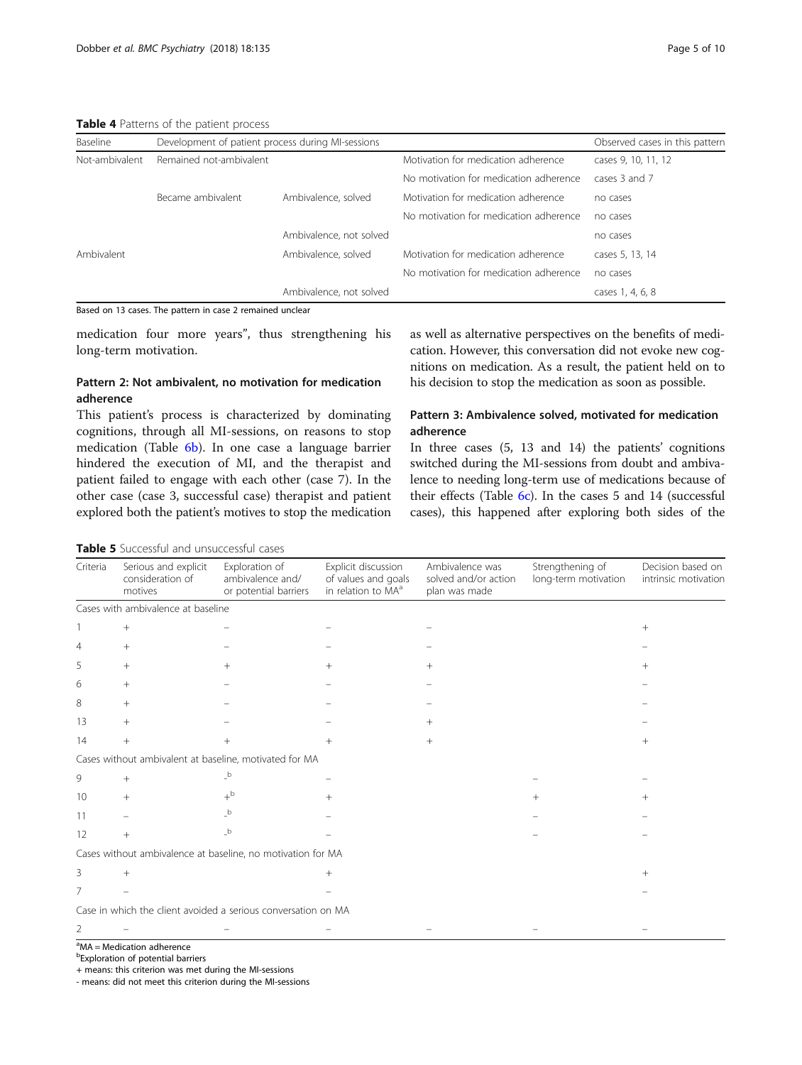**Table 4** Patterns of the patient process

| Baseline | Development of patient process during MI-sessions | | | Observed cases in this pattern |
|---|---|---|---|---|
| Not-ambivalent | Remained not-ambivalent | | Motivation for medication adherence | cases 9, 10, 11, 12 |
| | | | No motivation for medication adherence | cases 3 and 7 |
| | Became ambivalent | Ambivalence, solved | Motivation for medication adherence | no cases |
| | | | No motivation for medication adherence | no cases |
| | | Ambivalence, not solved | | no cases |
| Ambivalent | | Ambivalence, solved | Motivation for medication adherence | cases 5, 13, 14 |
| | | | No motivation for medication adherence | no cases |
| | | Ambivalence, not solved | | cases 1, 4, 6, 8 |

Based on 13 cases. The pattern in case 2 remained unclear

medication four more years", thus strengthening his long-term motivation.

### Pattern 2: Not ambivalent, no motivation for medication adherence

This patient's process is characterized by dominating cognitions, through all MI-sessions, on reasons to stop medication (Table 6b). In one case a language barrier hindered the execution of MI, and the therapist and patient failed to engage with each other (case 7). In the other case (case 3, successful case) therapist and patient explored both the patient's motives to stop the medication as well as alternative perspectives on the benefits of medication. However, this conversation did not evoke new cognitions on medication. As a result, the patient held on to his decision to stop the medication as soon as possible.

### Pattern 3: Ambivalence solved, motivated for medication adherence

In three cases (5, 13 and 14) the patients' cognitions switched during the MI-sessions from doubt and ambivalence to needing long-term use of medications because of their effects (Table 6c). In the cases 5 and 14 (successful cases), this happened after exploring both sides of the

**Table 5** Successful and unsuccessful cases

| Criteria | Serious and explicit consideration of motives | Exploration of ambivalence and/or potential barriers | Explicit discussion of values and goals in relation to MA[a] | Ambivalence was solved and/or action plan was made | Strengthening of long-term motivation | Decision based on intrinsic motivation |
|---|---|---|---|---|---|---|
| Cases with ambivalence at baseline | | | | | | |
| 1 | + | – | – | – | | + |
| 4 | + | – | – | – | | – |
| 5 | + | + | + | + | | + |
| 6 | + | – | – | – | | – |
| 8 | + | – | – | – | | – |
| 13 | + | – | – | + | | – |
| 14 | + | + | + | + | | + |
| Cases without ambivalent at baseline, motivated for MA | | | | | | |
| 9 | + | -[b] | – | | – | – |
| 10 | + | +[b] | + | | + | + |
| 11 | – | -[b] | – | | – | – |
| 12 | + | -[b] | – | | – | – |
| Cases without ambivalence at baseline, no motivation for MA | | | | | | |
| 3 | + | | + | | | + |
| 7 | – | | – | | | – |
| Case in which the client avoided a serious conversation on MA | | | | | | |
| 2 | – | – | – | – | – | – |

[a]MA = Medication adherence
[b]Exploration of potential barriers
+ means: this criterion was met during the MI-sessions
- means: did not meet this criterion during the MI-sessions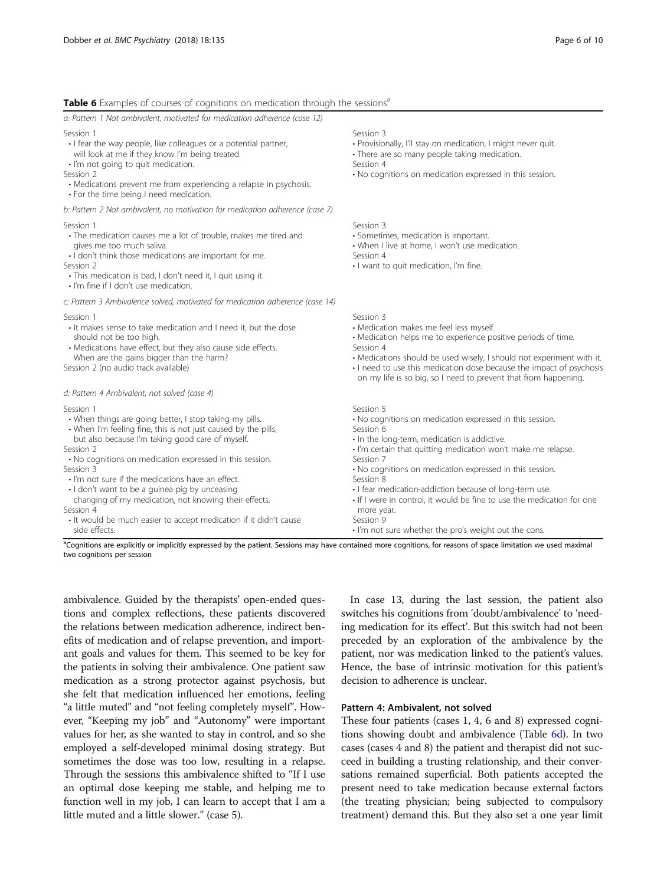**Table 6** Examples of courses of cognitions on medication through the sessions[a]

*a: Pattern 1 Not ambivalent, motivated for medication adherence (case 12)*

| | |
|---|---|
| Session 1<br>• I fear the way people, like colleagues or a potential partner, will look at me if they know I'm being treated.<br>• I'm not going to quit medication.<br>Session 2<br>• Medications prevent me from experiencing a relapse in psychosis.<br>• For the time being I need medication. | Session 3<br>• Provisionally, I'll stay on medication, I might never quit.<br>• There are so many people taking medication.<br>Session 4<br>• No cognitions on medication expressed in this session. |

*b: Pattern 2 Not ambivalent, no motivation for medication adherence (case 7)*

| | |
|---|---|
| Session 1<br>• The medication causes me a lot of trouble, makes me tired and gives me too much saliva.<br>• I don't think those medications are important for me.<br>Session 2<br>• This medication is bad, I don't need it, I quit using it.<br>• I'm fine if I don't use medication. | Session 3<br>• Sometimes, medication is important.<br>• When I live at home, I won't use medication.<br>Session 4<br>• I want to quit medication, I'm fine. |

*c: Pattern 3 Ambivalence solved, motivated for medication adherence (case 14)*

| | |
|---|---|
| Session 1<br>• It makes sense to take medication and I need it, but the dose should not be too high.<br>• Medications have effect, but they also cause side effects. When are the gains bigger than the harm?<br>Session 2 (no audio track available) | Session 3<br>• Medication makes me feel less myself.<br>• Medication helps me to experience positive periods of time.<br>Session 4<br>• Medications should be used wisely, I should not experiment with it.<br>• I need to use this medication dose because the impact of psychosis on my life is so big, so I need to prevent that from happening. |

*d: Pattern 4 Ambivalent, not solved (case 4)*

| | |
|---|---|
| Session 1<br>• When things are going better, I stop taking my pills.<br>• When I'm feeling fine, this is not just caused by the pills, but also because I'm taking good care of myself.<br>Session 2<br>• No cognitions on medication expressed in this session.<br>Session 3<br>• I'm not sure if the medications have an effect.<br>• I don't want to be a guinea pig by unceasing changing of my medication, not knowing their effects.<br>Session 4<br>• It would be much easier to accept medication if it didn't cause side effects. | Session 5<br>• No cognitions on medication expressed in this session.<br>Session 6<br>• In the long-term, medication is addictive.<br>• I'm certain that quitting medication won't make me relapse.<br>Session 7<br>• No cognitions on medication expressed in this session.<br>Session 8<br>• I fear medication-addiction because of long-term use.<br>• If I were in control, it would be fine to use the medication for one more year.<br>Session 9<br>• I'm not sure whether the pro's weight out the cons. |

[a]Cognitions are explicitly or implicitly expressed by the patient. Sessions may have contained more cognitions, for reasons of space limitation we used maximal two cognitions per session

ambivalence. Guided by the therapists' open-ended questions and complex reflections, these patients discovered the relations between medication adherence, indirect benefits of medication and of relapse prevention, and important goals and values for them. This seemed to be key for the patients in solving their ambivalence. One patient saw medication as a strong protector against psychosis, but she felt that medication influenced her emotions, feeling "a little muted" and "not feeling completely myself". However, "Keeping my job" and "Autonomy" were important values for her, as she wanted to stay in control, and so she employed a self-developed minimal dosing strategy. But sometimes the dose was too low, resulting in a relapse. Through the sessions this ambivalence shifted to "If I use an optimal dose keeping me stable, and helping me to function well in my job, I can learn to accept that I am a little muted and a little slower." (case 5).

In case 13, during the last session, the patient also switches his cognitions from 'doubt/ambivalence' to 'needing medication for its effect'. But this switch had not been preceded by an exploration of the ambivalence by the patient, nor was medication linked to the patient's values. Hence, the base of intrinsic motivation for this patient's decision to adherence is unclear.

### Pattern 4: Ambivalent, not solved

These four patients (cases 1, 4, 6 and 8) expressed cognitions showing doubt and ambivalence (Table 6d). In two cases (cases 4 and 8) the patient and therapist did not succeed in building a trusting relationship, and their conversations remained superficial. Both patients accepted the present need to take medication because external factors (the treating physician; being subjected to compulsory treatment) demand this. But they also set a one year limit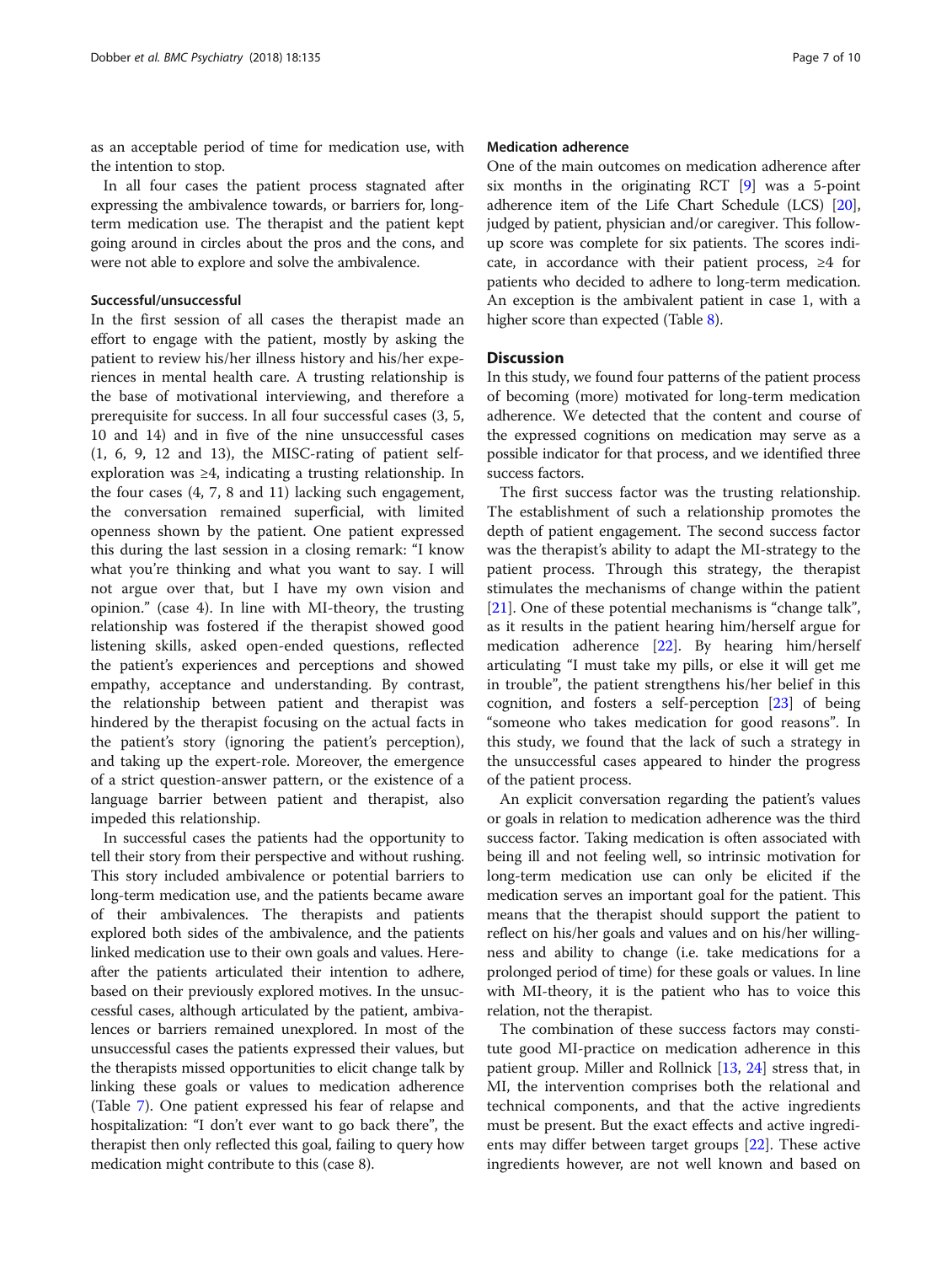as an acceptable period of time for medication use, with the intention to stop.

In all four cases the patient process stagnated after expressing the ambivalence towards, or barriers for, long-term medication use. The therapist and the patient kept going around in circles about the pros and the cons, and were not able to explore and solve the ambivalence.

#### Successful/unsuccessful

In the first session of all cases the therapist made an effort to engage with the patient, mostly by asking the patient to review his/her illness history and his/her experiences in mental health care. A trusting relationship is the base of motivational interviewing, and therefore a prerequisite for success. In all four successful cases (3, 5, 10 and 14) and in five of the nine unsuccessful cases (1, 6, 9, 12 and 13), the MISC-rating of patient self-exploration was ≥4, indicating a trusting relationship. In the four cases (4, 7, 8 and 11) lacking such engagement, the conversation remained superficial, with limited openness shown by the patient. One patient expressed this during the last session in a closing remark: "I know what you're thinking and what you want to say. I will not argue over that, but I have my own vision and opinion." (case 4). In line with MI-theory, the trusting relationship was fostered if the therapist showed good listening skills, asked open-ended questions, reflected the patient's experiences and perceptions and showed empathy, acceptance and understanding. By contrast, the relationship between patient and therapist was hindered by the therapist focusing on the actual facts in the patient's story (ignoring the patient's perception), and taking up the expert-role. Moreover, the emergence of a strict question-answer pattern, or the existence of a language barrier between patient and therapist, also impeded this relationship.

In successful cases the patients had the opportunity to tell their story from their perspective and without rushing. This story included ambivalence or potential barriers to long-term medication use, and the patients became aware of their ambivalences. The therapists and patients explored both sides of the ambivalence, and the patients linked medication use to their own goals and values. Hereafter the patients articulated their intention to adhere, based on their previously explored motives. In the unsuccessful cases, although articulated by the patient, ambivalences or barriers remained unexplored. In most of the unsuccessful cases the patients expressed their values, but the therapists missed opportunities to elicit change talk by linking these goals or values to medication adherence (Table 7). One patient expressed his fear of relapse and hospitalization: "I don't ever want to go back there", the therapist then only reflected this goal, failing to query how medication might contribute to this (case 8).

#### Medication adherence

One of the main outcomes on medication adherence after six months in the originating RCT [9] was a 5-point adherence item of the Life Chart Schedule (LCS) [20], judged by patient, physician and/or caregiver. This follow-up score was complete for six patients. The scores indicate, in accordance with their patient process, ≥4 for patients who decided to adhere to long-term medication. An exception is the ambivalent patient in case 1, with a higher score than expected (Table 8).

## Discussion

In this study, we found four patterns of the patient process of becoming (more) motivated for long-term medication adherence. We detected that the content and course of the expressed cognitions on medication may serve as a possible indicator for that process, and we identified three success factors.

The first success factor was the trusting relationship. The establishment of such a relationship promotes the depth of patient engagement. The second success factor was the therapist's ability to adapt the MI-strategy to the patient process. Through this strategy, the therapist stimulates the mechanisms of change within the patient [21]. One of these potential mechanisms is "change talk", as it results in the patient hearing him/herself argue for medication adherence [22]. By hearing him/herself articulating "I must take my pills, or else it will get me in trouble", the patient strengthens his/her belief in this cognition, and fosters a self-perception [23] of being "someone who takes medication for good reasons". In this study, we found that the lack of such a strategy in the unsuccessful cases appeared to hinder the progress of the patient process.

An explicit conversation regarding the patient's values or goals in relation to medication adherence was the third success factor. Taking medication is often associated with being ill and not feeling well, so intrinsic motivation for long-term medication use can only be elicited if the medication serves an important goal for the patient. This means that the therapist should support the patient to reflect on his/her goals and values and on his/her willingness and ability to change (i.e. take medications for a prolonged period of time) for these goals or values. In line with MI-theory, it is the patient who has to voice this relation, not the therapist.

The combination of these success factors may constitute good MI-practice on medication adherence in this patient group. Miller and Rollnick [13, 24] stress that, in MI, the intervention comprises both the relational and technical components, and that the active ingredients must be present. But the exact effects and active ingredients may differ between target groups [22]. These active ingredients however, are not well known and based on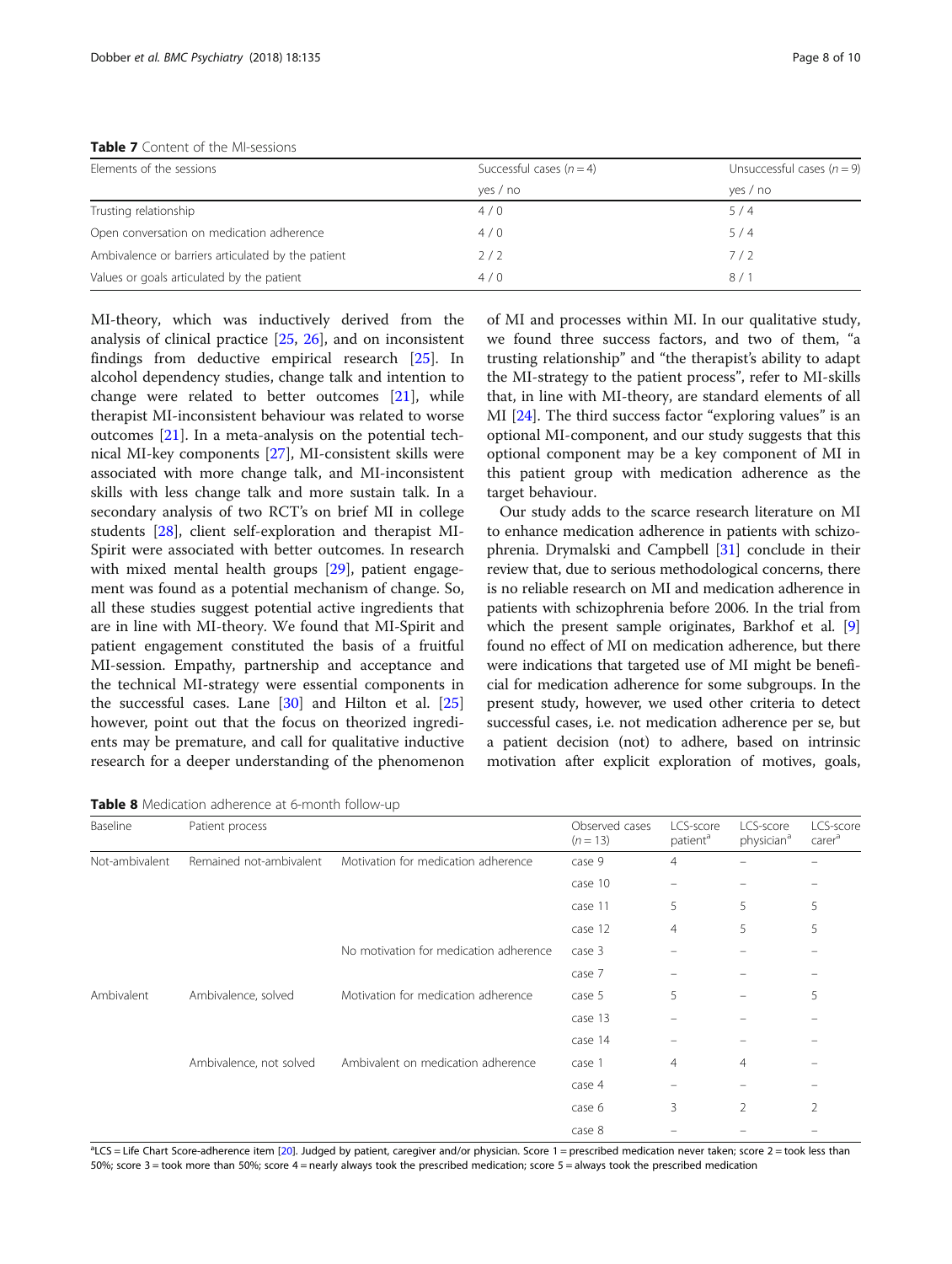**Table 7** Content of the MI-sessions

| Elements of the sessions | Successful cases ($n = 4$) | Unsuccessful cases ($n = 9$) |
|---|---|---|
| | yes / no | yes / no |
| Trusting relationship | 4 / 0 | 5 / 4 |
| Open conversation on medication adherence | 4 / 0 | 5 / 4 |
| Ambivalence or barriers articulated by the patient | 2 / 2 | 7 / 2 |
| Values or goals articulated by the patient | 4 / 0 | 8 / 1 |

MI-theory, which was inductively derived from the analysis of clinical practice [25, 26], and on inconsistent findings from deductive empirical research [25]. In alcohol dependency studies, change talk and intention to change were related to better outcomes [21], while therapist MI-inconsistent behaviour was related to worse outcomes [21]. In a meta-analysis on the potential technical MI-key components [27], MI-consistent skills were associated with more change talk, and MI-inconsistent skills with less change talk and more sustain talk. In a secondary analysis of two RCT's on brief MI in college students [28], client self-exploration and therapist MI-Spirit were associated with better outcomes. In research with mixed mental health groups [29], patient engagement was found as a potential mechanism of change. So, all these studies suggest potential active ingredients that are in line with MI-theory. We found that MI-Spirit and patient engagement constituted the basis of a fruitful MI-session. Empathy, partnership and acceptance and the technical MI-strategy were essential components in the successful cases. Lane [30] and Hilton et al. [25] however, point out that the focus on theorized ingredients may be premature, and call for qualitative inductive research for a deeper understanding of the phenomenon of MI and processes within MI. In our qualitative study, we found three success factors, and two of them, "a trusting relationship" and "the therapist's ability to adapt the MI-strategy to the patient process", refer to MI-skills that, in line with MI-theory, are standard elements of all MI [24]. The third success factor "exploring values" is an optional MI-component, and our study suggests that this optional component may be a key component of MI in this patient group with medication adherence as the target behaviour.

Our study adds to the scarce research literature on MI to enhance medication adherence in patients with schizophrenia. Drymalski and Campbell [31] conclude in their review that, due to serious methodological concerns, there is no reliable research on MI and medication adherence in patients with schizophrenia before 2006. In the trial from which the present sample originates, Barkhof et al. [9] found no effect of MI on medication adherence, but there were indications that targeted use of MI might be beneficial for medication adherence for some subgroups. In the present study, however, we used other criteria to detect successful cases, i.e. not medication adherence per se, but a patient decision (not) to adhere, based on intrinsic motivation after explicit exploration of motives, goals,

**Table 8** Medication adherence at 6-month follow-up

| Baseline | Patient process | | Observed cases ($n = 13$) | LCS-score patient[a] | LCS-score physician[a] | LCS-score carer[a] |
|---|---|---|---|---|---|---|
| Not-ambivalent | Remained not-ambivalent | Motivation for medication adherence | case 9 | 4 | – | – |
| | | | case 10 | – | – | – |
| | | | case 11 | 5 | 5 | 5 |
| | | | case 12 | 4 | 5 | 5 |
| | | No motivation for medication adherence | case 3 | – | – | – |
| | | | case 7 | – | – | – |
| Ambivalent | Ambivalence, solved | Motivation for medication adherence | case 5 | 5 | – | 5 |
| | | | case 13 | – | – | – |
| | | | case 14 | – | – | – |
| | Ambivalence, not solved | Ambivalent on medication adherence | case 1 | 4 | 4 | – |
| | | | case 4 | – | – | – |
| | | | case 6 | 3 | 2 | 2 |
| | | | case 8 | – | – | – |

[a]LCS = Life Chart Score-adherence item [20]. Judged by patient, caregiver and/or physician. Score 1 = prescribed medication never taken; score 2 = took less than 50%; score 3 = took more than 50%; score 4 = nearly always took the prescribed medication; score 5 = always took the prescribed medication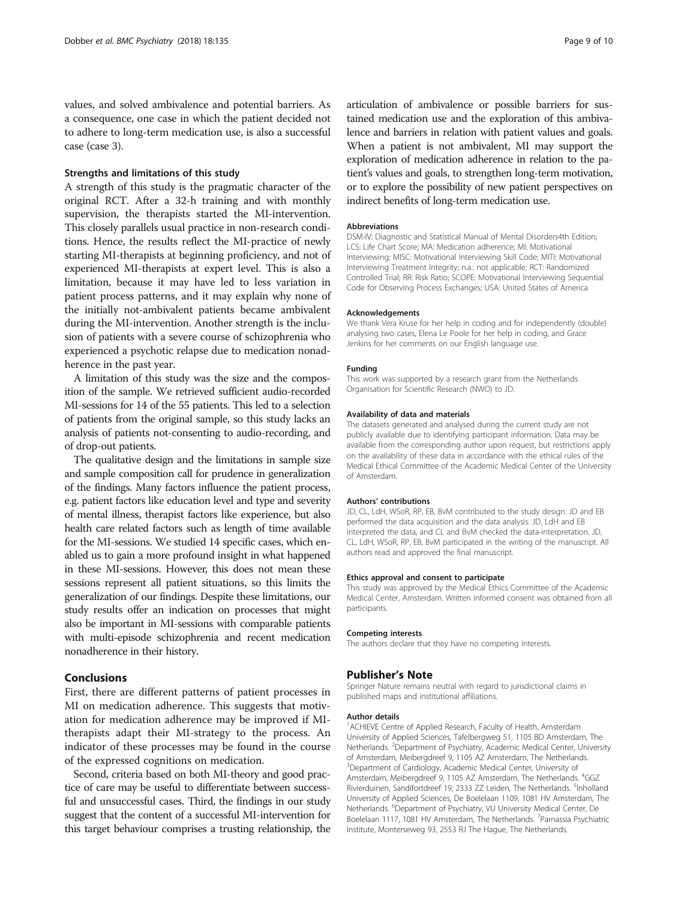values, and solved ambivalence and potential barriers. As a consequence, one case in which the patient decided not to adhere to long-term medication use, is also a successful case (case 3).

### Strengths and limitations of this study

A strength of this study is the pragmatic character of the original RCT. After a 32-h training and with monthly supervision, the therapists started the MI-intervention. This closely parallels usual practice in non-research conditions. Hence, the results reflect the MI-practice of newly starting MI-therapists at beginning proficiency, and not of experienced MI-therapists at expert level. This is also a limitation, because it may have led to less variation in patient process patterns, and it may explain why none of the initially not-ambivalent patients became ambivalent during the MI-intervention. Another strength is the inclusion of patients with a severe course of schizophrenia who experienced a psychotic relapse due to medication nonadherence in the past year.

A limitation of this study was the size and the composition of the sample. We retrieved sufficient audio-recorded MI-sessions for 14 of the 55 patients. This led to a selection of patients from the original sample, so this study lacks an analysis of patients not-consenting to audio-recording, and of drop-out patients.

The qualitative design and the limitations in sample size and sample composition call for prudence in generalization of the findings. Many factors influence the patient process, e.g. patient factors like education level and type and severity of mental illness, therapist factors like experience, but also health care related factors such as length of time available for the MI-sessions. We studied 14 specific cases, which enabled us to gain a more profound insight in what happened in these MI-sessions. However, this does not mean these sessions represent all patient situations, so this limits the generalization of our findings. Despite these limitations, our study results offer an indication on processes that might also be important in MI-sessions with comparable patients with multi-episode schizophrenia and recent medication nonadherence in their history.

## Conclusions

First, there are different patterns of patient processes in MI on medication adherence. This suggests that motivation for medication adherence may be improved if MI-therapists adapt their MI-strategy to the process. An indicator of these processes may be found in the course of the expressed cognitions on medication.

Second, criteria based on both MI-theory and good practice of care may be useful to differentiate between successful and unsuccessful cases. Third, the findings in our study suggest that the content of a successful MI-intervention for this target behaviour comprises a trusting relationship, the articulation of ambivalence or possible barriers for sustained medication use and the exploration of this ambivalence and barriers in relation with patient values and goals. When a patient is not ambivalent, MI may support the exploration of medication adherence in relation to the patient's values and goals, to strengthen long-term motivation, or to explore the possibility of new patient perspectives on indirect benefits of long-term medication use.

#### Abbreviations

DSM-IV: Diagnostic and Statistical Manual of Mental Disorders4th Edition; LCS: Life Chart Score; MA: Medication adherence; MI: Motivational Interviewing; MISC: Motivational Interviewing Skill Code; MITI: Motivational Interviewing Treatment Integrity; n.a.: not applicable; RCT: Randomized Controlled Trial; RR: Risk Ratio; SCOPE: Motivational Interviewing Sequential Code for Observing Process Exchanges; USA: United States of America

#### Acknowledgements

We thank Vera Kruse for her help in coding and for independently (double) analysing two cases, Elena Le Poole for her help in coding, and Grace Jenkins for her comments on our English language use.

#### Funding

This work was supported by a research grant from the Netherlands Organisation for Scientific Research (NWO) to JD.

#### Availability of data and materials

The datasets generated and analysed during the current study are not publicly available due to identifying participant information. Data may be available from the corresponding author upon request, but restrictions apply on the availability of these data in accordance with the ethical rules of the Medical Ethical Committee of the Academic Medical Center of the University of Amsterdam.

#### Authors' contributions

JD, CL, LdH, WSoR, RP, EB, BvM contributed to the study design. JD and EB performed the data acquisition and the data analysis. JD, LdH and EB interpreted the data, and CL and BvM checked the data-interpretation. JD, CL, LdH, WSoR, RP, EB, BvM participated in the writing of the manuscript. All authors read and approved the final manuscript.

#### Ethics approval and consent to participate

This study was approved by the Medical Ethics Committee of the Academic Medical Center, Amsterdam. Written informed consent was obtained from all participants.

#### Competing interests

The authors declare that they have no competing interests.

## Publisher's Note

Springer Nature remains neutral with regard to jurisdictional claims in published maps and institutional affiliations.

#### Author details

[1]ACHIEVE Centre of Applied Research, Faculty of Health, Amsterdam University of Applied Sciences, Tafelbergweg 51, 1105 BD Amsterdam, The Netherlands. [2]Department of Psychiatry, Academic Medical Center, University of Amsterdam, Meibergdreef 9, 1105 AZ Amsterdam, The Netherlands. [3]Department of Cardiology, Academic Medical Center, University of Amsterdam, Meibergdreef 9, 1105 AZ Amsterdam, The Netherlands. [4]GGZ Rivierduinen, Sandifortdreef 19, 2333 ZZ Leiden, The Netherlands. [5]Inholland University of Applied Sciences, De Boelelaan 1109, 1081 HV Amsterdam, The Netherlands. [6]Department of Psychiatry, VU University Medical Center, De Boelelaan 1117, 1081 HV Amsterdam, The Netherlands. [7]Parnassia Psychiatric Institute, Monterseweg 93, 2553 RJ The Hague, The Netherlands.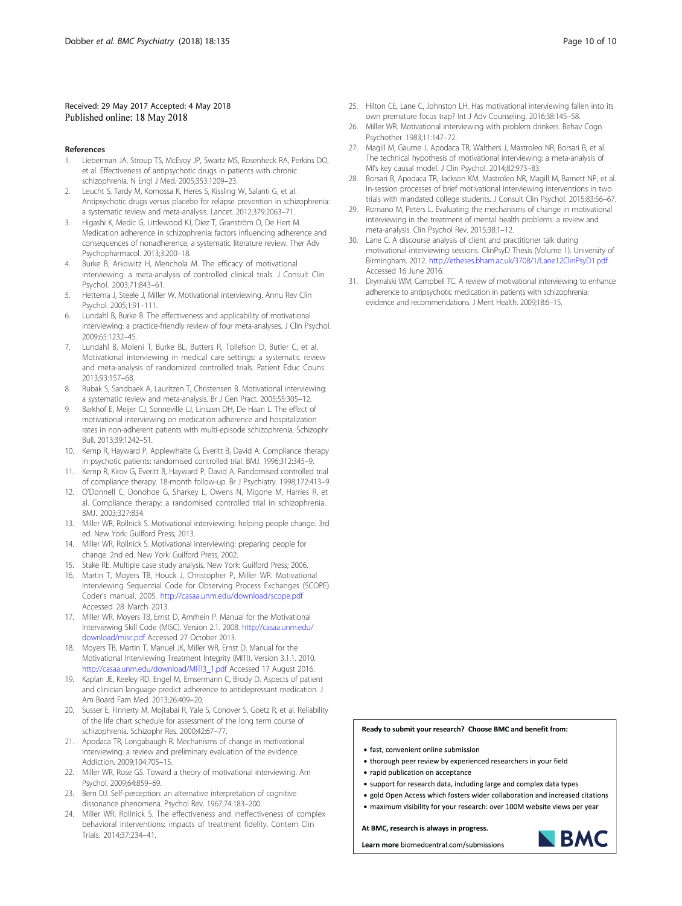Received: 29 May 2017 Accepted: 4 May 2018
Published online: 18 May 2018

## References

1. Lieberman JA, Stroup TS, McEvoy JP, Swartz MS, Rosenheck RA, Perkins DO, et al. Effectiveness of antipsychotic drugs in patients with chronic schizophrenia. N Engl J Med. 2005;353:1209–23.
2. Leucht S, Tardy M, Komossa K, Heres S, Kissling W, Salanti G, et al. Antipsychotic drugs versus placebo for relapse prevention in schizophrenia: a systematic review and meta-analysis. Lancet. 2012;379:2063–71.
3. Higashi K, Medic G, Littlewood KJ, Diez T, Granström O, De Hert M. Medication adherence in schizophrenia: factors influencing adherence and consequences of nonadherence, a systematic literature review. Ther Adv Psychopharmacol. 2013;3:200–18.
4. Burke B, Arkowitz H, Menchola M. The efficacy of motivational interviewing: a meta-analysis of controlled clinical trials. J Consult Clin Psychol. 2003;71:843–61.
5. Hettema J, Steele J, Miller W. Motivational interviewing. Annu Rev Clin Psychol. 2005;1:91–111.
6. Lundahl B, Burke B. The effectiveness and applicability of motivational interviewing: a practice-friendly review of four meta-analyses. J Clin Psychol. 2009;65:1232–45.
7. Lundahl B, Moleni T, Burke BL, Butters R, Tollefson D, Butler C, et al. Motivational interviewing in medical care settings: a systematic review and meta-analysis of randomized controlled trials. Patient Educ Couns. 2013;93:157–68.
8. Rubak S, Sandbaek A, Lauritzen T, Christensen B. Motivational interviewing: a systematic review and meta-analysis. Br J Gen Pract. 2005;55:305–12.
9. Barkhof E, Meijer CJ, Sonneville LJ, Linszen DH, De Haan L. The effect of motivational interviewing on medication adherence and hospitalization rates in non-adherent patients with multi-episode schizophrenia. Schizophr Bull. 2013;39:1242–51.
10. Kemp R, Hayward P, Applewhaite G, Everitt B, David A. Compliance therapy in psychotic patients: randomised controlled trial. BMJ. 1996;312:345–9.
11. Kemp R, Kirov G, Everitt B, Hayward P, David A. Randomised controlled trial of compliance therapy. 18-month follow-up. Br J Psychiatry. 1998;172:413–9.
12. O'Donnell C, Donohoe G, Sharkey L, Owens N, Migone M, Harries R, et al. Compliance therapy: a randomised controlled trial in schizophrenia. BMJ. 2003;327:834.
13. Miller WR, Rollnick S. Motivational interviewing: helping people change. 3rd ed. New York: Guilford Press; 2013.
14. Miller WR, Rollnick S. Motivational interviewing: preparing people for change. 2nd ed. New York: Guilford Press; 2002.
15. Stake RE. Multiple case study analysis. New York: Guilford Press; 2006.
16. Martin T, Moyers TB, Houck J, Christopher P, Miller WR. Motivational Interviewing Sequential Code for Observing Process Exchanges (SCOPE). Coder's manual. 2005. http://casaa.unm.edu/download/scope.pdf Accessed 28 March 2013.
17. Miller WR, Moyers TB, Ernst D, Amrhein P. Manual for the Motivational Interviewing Skill Code (MISC). Version 2.1. 2008. http://casaa.unm.edu/download/misc.pdf Accessed 27 October 2013.
18. Moyers TB, Martin T, Manuel JK, Miller WR, Ernst D. Manual for the Motivational Interviewing Treatment Integrity (MITI). Version 3.1.1. 2010. http://casaa.unm.edu/download/MITI3_1.pdf Accessed 17 August 2016.
19. Kaplan JE, Keeley RD, Engel M, Emsermann C, Brody D. Aspects of patient and clinician language predict adherence to antidepressant medication. J Am Board Fam Med. 2013;26:409–20.
20. Susser E, Finnerty M, Mojtabai R, Yale S, Conover S, Goetz R, et al. Reliability of the life chart schedule for assessment of the long term course of schizophrenia. Schizophr Res. 2000;42:67–77.
21. Apodaca TR, Longabaugh R. Mechanisms of change in motivational interviewing: a review and preliminary evaluation of the evidence. Addiction. 2009;104:705–15.
22. Miller WR, Rose GS. Toward a theory of motivational interviewing. Am Psychol. 2009;64:859–69.
23. Bem DJ. Self-perception: an alternative interpretation of cognitive dissonance phenomena. Psychol Rev. 1967;74:183–200.
24. Miller WR, Rollnick S. The effectiveness and ineffectiveness of complex behavioral interventions: impacts of treatment fidelity. Contem Clin Trials. 2014;37:234–41.
25. Hilton CE, Lane C, Johnston LH. Has motivational interviewing fallen into its own premature focus trap? Int J Adv Counseling. 2016;38:145–58.
26. Miller WR. Motivational interviewing with problem drinkers. Behav Cogn Psychother. 1983;11:147–72.
27. Magill M, Gaume J, Apodaca TR, Walthers J, Mastroleo NR, Borsari B, et al. The technical hypothesis of motivational interviewing: a meta-analysis of MI's key causal model. J Clin Psychol. 2014;82:973–83.
28. Borsari B, Apodaca TR, Jackson KM, Mastroleo NR, Magill M, Barnett NP, et al. In-session processes of brief motivational interviewing interventions in two trials with mandated college students. J Consult Clin Psychol. 2015;83:56–67.
29. Romano M, Peters L. Evaluating the mechanisms of change in motivational interviewing in the treatment of mental health problems: a review and meta-analysis. Clin Psychol Rev. 2015;38:1–12.
30. Lane C. A discourse analysis of client and practitioner talk during motivational interviewing sessions. ClinPsyD Thesis (Volume 1). University of Birmingham. 2012. http://etheses.bham.ac.uk/3708/1/Lane12ClinPsyD1.pdf Accessed 16 June 2016.
31. Drymalski WM, Campbell TC. A review of motivational interviewing to enhance adherence to antipsychotic medication in patients with schizophrenia: evidence and recommendations. J Ment Health. 2009;18:6–15.